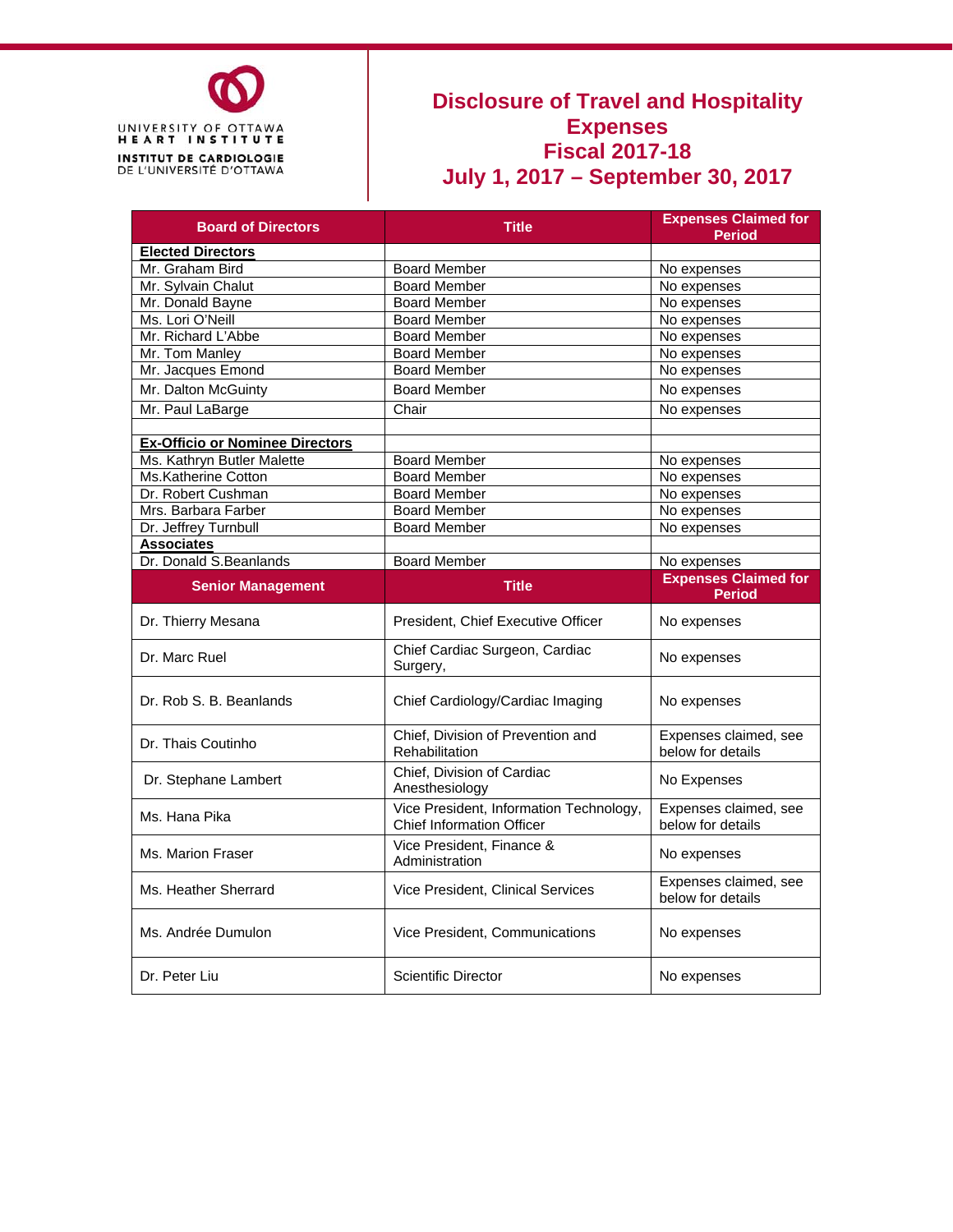UNIVERSITY OF OTTAWA
HEART INSTITUTE
INSTITUT DE CARDIOLOGIE
DE L'UNIVERSITÉ D'OTTAWA

# Disclosure of Travel and Hospitality Expenses
# Fiscal 2017-18
# July 1, 2017 – September 30, 2017

| Board of Directors | Title | Expenses Claimed for Period |
|---|---|---|
| **Elected Directors** | | |
| Mr. Graham Bird | Board Member | No expenses |
| Mr. Sylvain Chalut | Board Member | No expenses |
| Mr. Donald Bayne | Board Member | No expenses |
| Ms. Lori O'Neill | Board Member | No expenses |
| Mr. Richard L'Abbe | Board Member | No expenses |
| Mr. Tom Manley | Board Member | No expenses |
| Mr. Jacques Emond | Board Member | No expenses |
| Mr. Dalton McGuinty | Board Member | No expenses |
| Mr. Paul LaBarge | Chair | No expenses |
| | | |
| **Ex-Officio or Nominee Directors** | | |
| Ms. Kathryn Butler Malette | Board Member | No expenses |
| Ms.Katherine Cotton | Board Member | No expenses |
| Dr. Robert Cushman | Board Member | No expenses |
| Mrs. Barbara Farber | Board Member | No expenses |
| Dr. Jeffrey Turnbull | Board Member | No expenses |
| **Associates** | | |
| Dr. Donald S.Beanlands | Board Member | No expenses |
| **Senior Management** | **Title** | **Expenses Claimed for Period** |
| Dr. Thierry Mesana | President, Chief Executive Officer | No expenses |
| Dr. Marc Ruel | Chief Cardiac Surgeon, Cardiac Surgery, | No expenses |
| Dr. Rob S. B. Beanlands | Chief Cardiology/Cardiac Imaging | No expenses |
| Dr. Thais Coutinho | Chief, Division of Prevention and Rehabilitation | Expenses claimed, see below for details |
| Dr. Stephane Lambert | Chief, Division of Cardiac Anesthesiology | No Expenses |
| Ms. Hana Pika | Vice President, Information Technology, Chief Information Officer | Expenses claimed, see below for details |
| Ms. Marion Fraser | Vice President, Finance & Administration | No expenses |
| Ms. Heather Sherrard | Vice President, Clinical Services | Expenses claimed, see below for details |
| Ms. Andrée Dumulon | Vice President, Communications | No expenses |
| Dr. Peter Liu | Scientific Director | No expenses |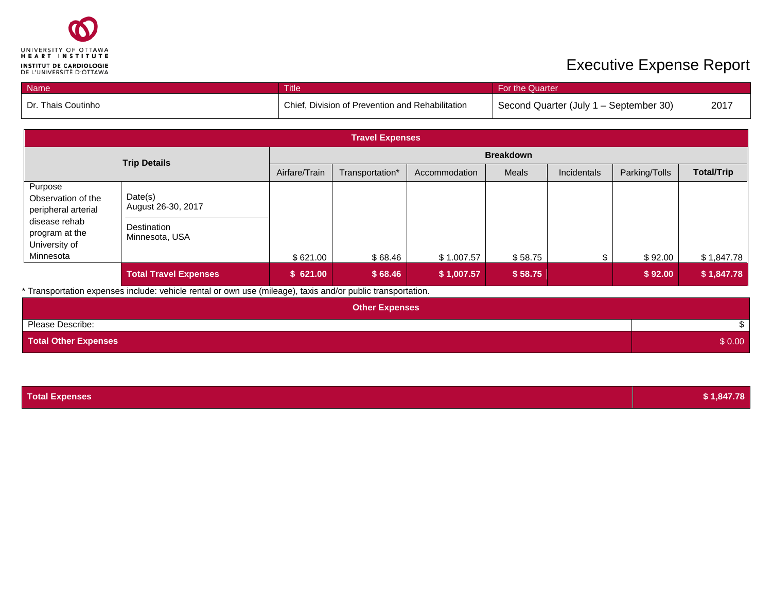UNIVERSITY OF OTTAWA HEART INSTITUTE
INSTITUT DE CARDIOLOGIE DE L'UNIVERSITÉ D'OTTAWA

# Executive Expense Report

| Name | Title | For the Quarter |
|---|---|---|
| Dr. Thais Coutinho | Chief, Division of Prevention and Rehabilitation | Second Quarter (July 1 – September 30) 2017 |

## Travel Expenses

| Trip Details | | Breakdown | | | | | | |
|---|---|---|---|---|---|---|---|---|
| | | Airfare/Train | Transportation* | Accommodation | Meals | Incidentals | Parking/Tolls | **Total/Trip** |
| Purpose<br>Observation of the peripheral arterial disease rehab program at the University of Minnesota | Date(s)<br>August 26-30, 2017<br><br>Destination<br>Minnesota, USA | $ 621.00 | $ 68.46 | $ 1.007.57 | $ 58.75 | $ | $ 92.00 | $ 1,847.78 |
| | **Total Travel Expenses** | **$ 621.00** | **$ 68.46** | **$ 1,007.57** | **$ 58.75** | | **$ 92.00** | **$ 1,847.78** |

\* Transportation expenses include: vehicle rental or own use (mileage), taxis and/or public transportation.

## Other Expenses

| Please Describe: | $ |
|---|---|
| **Total Other Expenses** | $ 0.00 |

| **Total Expenses** | **$ 1,847.78** |
|---|---|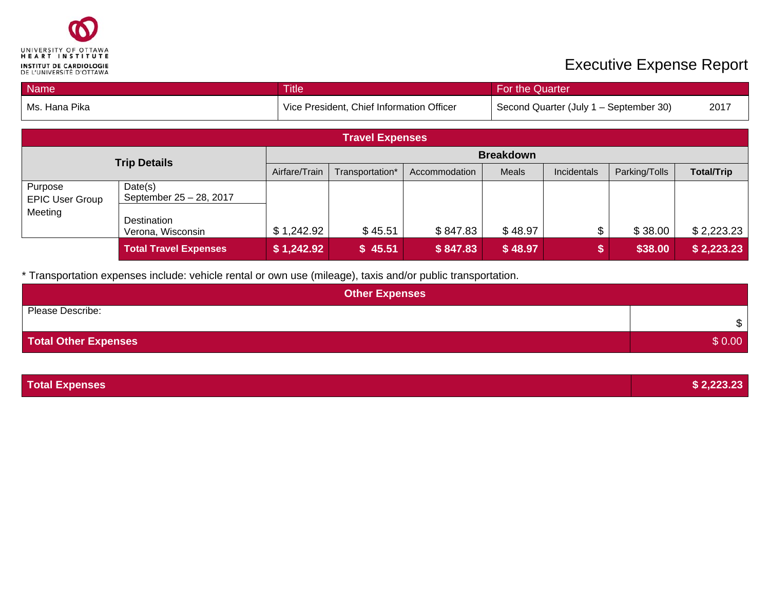UNIVERSITY OF OTTAWA HEART INSTITUTE
INSTITUT DE CARDIOLOGIE DE L'UNIVERSITÉ D'OTTAWA

# Executive Expense Report

| Name | Title | For the Quarter | |
|---|---|---|---|
| Ms. Hana Pika | Vice President, Chief Information Officer | Second Quarter (July 1 – September 30) | 2017 |

| Travel Expenses | | | | | | | | |
|---|---|---|---|---|---|---|---|---|
| Trip Details | | Breakdown | | | | | | |
| | | Airfare/Train | Transportation* | Accommodation | Meals | Incidentals | Parking/Tolls | Total/Trip |
| Purpose<br>EPIC User Group Meeting | Date(s)<br>September 25 – 28, 2017<br><br>Destination<br>Verona, Wisconsin | $ 1,242.92 | $ 45.51 | $ 847.83 | $ 48.97 | $ | $ 38.00 | $ 2,223.23 |
| | **Total Travel Expenses** | **$ 1,242.92** | **$ 45.51** | **$ 847.83** | **$ 48.97** | **$** | **$38.00** | **$ 2,223.23** |

* Transportation expenses include: vehicle rental or own use (mileage), taxis and/or public transportation.

| Other Expenses | |
|---|---|
| Please Describe: | $ |
| **Total Other Expenses** | $ 0.00 |

| **Total Expenses** | **$ 2,223.23** |
|---|---|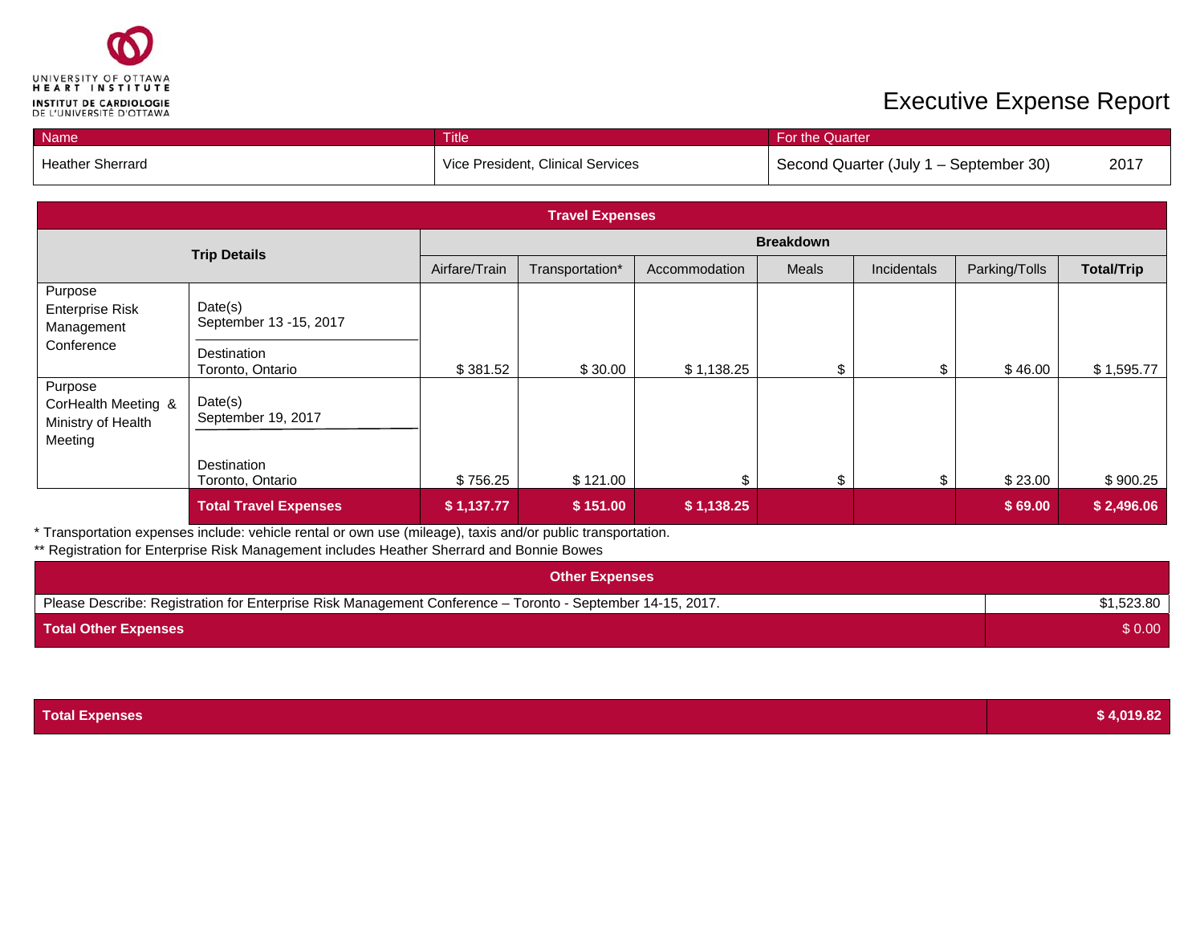UNIVERSITY OF OTTAWA
HEART INSTITUTE
INSTITUT DE CARDIOLOGIE
DE L'UNIVERSITÉ D'OTTAWA

# Executive Expense Report

| Name | Title | For the Quarter | |
|---|---|---|---|
| Heather Sherrard | Vice President, Clinical Services | Second Quarter (July 1 – September 30) | 2017 |

| Travel Expenses | | | | | | | | | |
|---|---|---|---|---|---|---|---|---|---|
| Trip Details | | Breakdown | | | | | | | |
| | | Airfare/Train | Transportation* | Accommodation | Meals | Incidentals | Parking/Tolls | **Total/Trip** |
| Purpose<br>Enterprise Risk Management Conference | Date(s)<br>September 13 -15, 2017<br>Destination<br>Toronto, Ontario | $ 381.52 | $ 30.00 | $ 1,138.25 | $ | $ | $ 46.00 | $ 1,595.77 |
| Purpose<br>CorHealth Meeting & Ministry of Health Meeting | Date(s)<br>September 19, 2017<br>Destination<br>Toronto, Ontario | $ 756.25 | $ 121.00 | $ | $ | $ | $ 23.00 | $ 900.25 |
| | **Total Travel Expenses** | **$ 1,137.77** | **$ 151.00** | **$ 1,138.25** | | | **$ 69.00** | **$ 2,496.06** |

\* Transportation expenses include: vehicle rental or own use (mileage), taxis and/or public transportation.

\*\* Registration for Enterprise Risk Management includes Heather Sherrard and Bonnie Bowes

| Other Expenses | |
|---|---|
| Please Describe: Registration for Enterprise Risk Management Conference – Toronto - September 14-15, 2017. | $1,523.80 |
| **Total Other Expenses** | $ 0.00 |

| | |
|---|---|
| **Total Expenses** | **$ 4,019.82** |